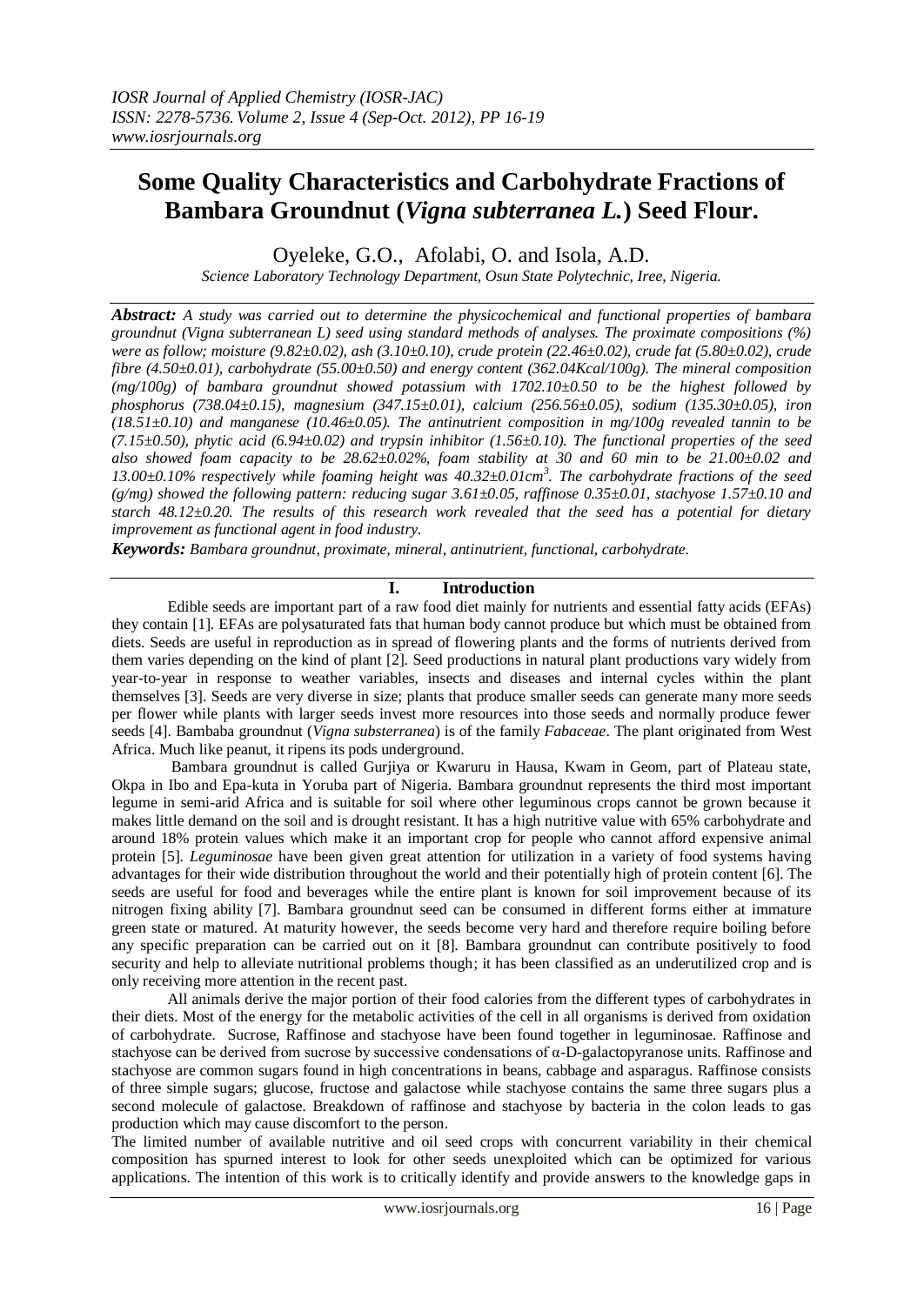# Some Quality Characteristics and Carbohydrate Fractions of Bambara Groundnut (*Vigna subterranea L.*) Seed Flour.

Oyeleke, G.O., Afolabi, O. and Isola, A.D.

*Science Laboratory Technology Department, Osun State Polytechnic, Iree, Nigeria.*

***Abstract:*** *A study was carried out to determine the physicochemical and functional properties of bambara groundnut (Vigna subterranean L) seed using standard methods of analyses. The proximate compositions (%) were as follow; moisture (9.82±0.02), ash (3.10±0.10), crude protein (22.46±0.02), crude fat (5.80±0.02), crude fibre (4.50±0.01), carbohydrate (55.00±0.50) and energy content (362.04Kcal/100g). The mineral composition (mg/100g) of bambara groundnut showed potassium with 1702.10±0.50 to be the highest followed by phosphorus (738.04±0.15), magnesium (347.15±0.01), calcium (256.56±0.05), sodium (135.30±0.05), iron (18.51±0.10) and manganese (10.46±0.05). The antinutrient composition in mg/100g revealed tannin to be (7.15±0.50), phytic acid (6.94±0.02) and trypsin inhibitor (1.56±0.10). The functional properties of the seed also showed foam capacity to be 28.62±0.02%, foam stability at 30 and 60 min to be 21.00±0.02 and 13.00±0.10% respectively while foaming height was 40.32±0.01cm$^3$. The carbohydrate fractions of the seed (g/mg) showed the following pattern: reducing sugar 3.61±0.05, raffinose 0.35±0.01, stachyose 1.57±0.10 and starch 48.12±0.20. The results of this research work revealed that the seed has a potential for dietary improvement as functional agent in food industry.*

***Keywords:*** *Bambara groundnut, proximate, mineral, antinutrient, functional, carbohydrate.*

## I. Introduction

Edible seeds are important part of a raw food diet mainly for nutrients and essential fatty acids (EFAs) they contain [1]. EFAs are polysaturated fats that human body cannot produce but which must be obtained from diets. Seeds are useful in reproduction as in spread of flowering plants and the forms of nutrients derived from them varies depending on the kind of plant [2]. Seed productions in natural plant productions vary widely from year-to-year in response to weather variables, insects and diseases and internal cycles within the plant themselves [3]. Seeds are very diverse in size; plants that produce smaller seeds can generate many more seeds per flower while plants with larger seeds invest more resources into those seeds and normally produce fewer seeds [4]. Bambaba groundnut (*Vigna substerranea*) is of the family *Fabaceae*. The plant originated from West Africa. Much like peanut, it ripens its pods underground.

Bambara groundnut is called Gurjiya or Kwaruru in Hausa, Kwam in Geom, part of Plateau state, Okpa in Ibo and Epa-kuta in Yoruba part of Nigeria. Bambara groundnut represents the third most important legume in semi-arid Africa and is suitable for soil where other leguminous crops cannot be grown because it makes little demand on the soil and is drought resistant. It has a high nutritive value with 65% carbohydrate and around 18% protein values which make it an important crop for people who cannot afford expensive animal protein [5]. *Leguminosae* have been given great attention for utilization in a variety of food systems having advantages for their wide distribution throughout the world and their potentially high of protein content [6]. The seeds are useful for food and beverages while the entire plant is known for soil improvement because of its nitrogen fixing ability [7]. Bambara groundnut seed can be consumed in different forms either at immature green state or matured. At maturity however, the seeds become very hard and therefore require boiling before any specific preparation can be carried out on it [8]. Bambara groundnut can contribute positively to food security and help to alleviate nutritional problems though; it has been classified as an underutilized crop and is only receiving more attention in the recent past.

All animals derive the major portion of their food calories from the different types of carbohydrates in their diets. Most of the energy for the metabolic activities of the cell in all organisms is derived from oxidation of carbohydrate. Sucrose, Raffinose and stachyose have been found together in leguminosae. Raffinose and stachyose can be derived from sucrose by successive condensations of α-D-galactopyranose units. Raffinose and stachyose are common sugars found in high concentrations in beans, cabbage and asparagus. Raffinose consists of three simple sugars; glucose, fructose and galactose while stachyose contains the same three sugars plus a second molecule of galactose. Breakdown of raffinose and stachyose by bacteria in the colon leads to gas production which may cause discomfort to the person.

The limited number of available nutritive and oil seed crops with concurrent variability in their chemical composition has spurned interest to look for other seeds unexploited which can be optimized for various applications. The intention of this work is to critically identify and provide answers to the knowledge gaps in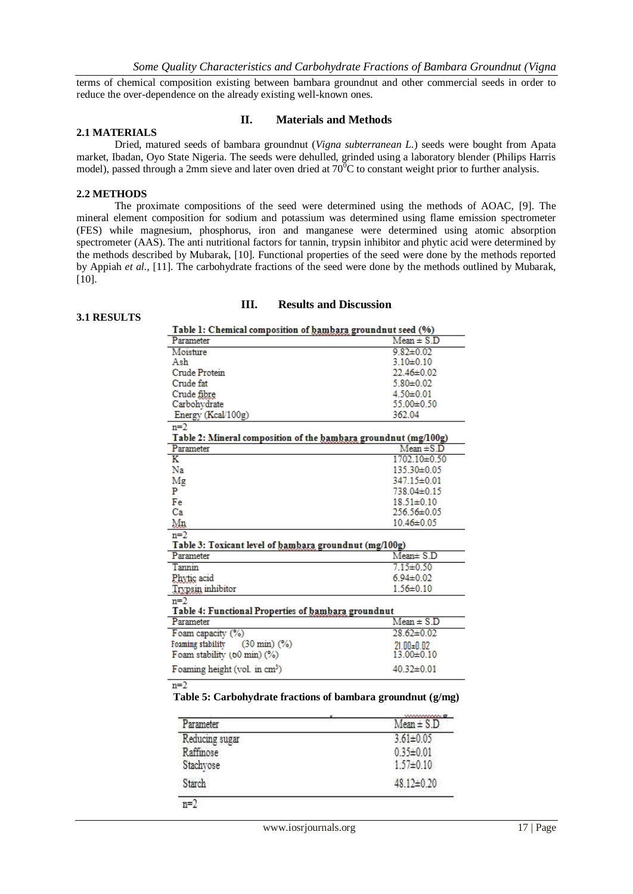terms of chemical composition existing between bambara groundnut and other commercial seeds in order to reduce the over-dependence on the already existing well-known ones.

## II. Materials and Methods

### 2.1 MATERIALS

Dried, matured seeds of bambara groundnut (*Vigna subterranean L.*) seeds were bought from Apata market, Ibadan, Oyo State Nigeria. The seeds were dehulled, grinded using a laboratory blender (Philips Harris model), passed through a 2mm sieve and later oven dried at $70^0$C to constant weight prior to further analysis.

### 2.2 METHODS

The proximate compositions of the seed were determined using the methods of AOAC, [9]. The mineral element composition for sodium and potassium was determined using flame emission spectrometer (FES) while magnesium, phosphorus, iron and manganese were determined using atomic absorption spectrometer (AAS). The anti nutritional factors for tannin, trypsin inhibitor and phytic acid were determined by the methods described by Mubarak, [10]. Functional properties of the seed were done by the methods reported by Appiah *et al.,* [11]. The carbohydrate fractions of the seed were done by the methods outlined by Mubarak, [10].

## III. Results and Discussion

### 3.1 RESULTS

**Table 1: Chemical composition of bambara groundnut seed (%)**

| Parameter | Mean ± S.D |
|---|---|
| Moisture | 9.82±0.02 |
| Ash | 3.10±0.10 |
| Crude Protein | 22.46±0.02 |
| Crude fat | 5.80±0.02 |
| Crude fibre | 4.50±0.01 |
| Carbohydrate | 55.00±0.50 |
| Energy (Kcal/100g) | 362.04 |

n=2

**Table 2: Mineral composition of the bambara groundnut (mg/100g)**

| Parameter | Mean ±S.D |
|---|---|
| K | 1702.10±0.50 |
| Na | 135.30±0.05 |
| Mg | 347.15±0.01 |
| P | 738.04±0.15 |
| Fe | 18.51±0.10 |
| Ca | 256.56±0.05 |
| Mn | 10.46±0.05 |

n=2

**Table 3: Toxicant level of bambara groundnut (mg/100g)**

| Parameter | Mean± S.D |
|---|---|
| Tannin | 7.15±0.50 |
| Phytic acid | 6.94±0.02 |
| Trypsin inhibitor | 1.56±0.10 |

n=2

**Table 4: Functional Properties of bambara groundnut**

| Parameter | Mean ± S.D |
|---|---|
| Foam capacity (%) | 28.62±0.02 |
| Foaming stability (30 min) (%) | 21.00±0.02 |
| Foam stability (60 min) (%) | 13.00±0.10 |
| Foaming height (vol. in $cm^3$) | 40.32±0.01 |

n=2

**Table 5: Carbohydrate fractions of bambara groundnut (g/mg)**

| Parameter | Mean ± S.D |
|---|---|
| Reducing sugar | 3.61±0.05 |
| Raffinose | 0.35±0.01 |
| Stachyose | 1.57±0.10 |
| Starch | 48.12±0.20 |

n=2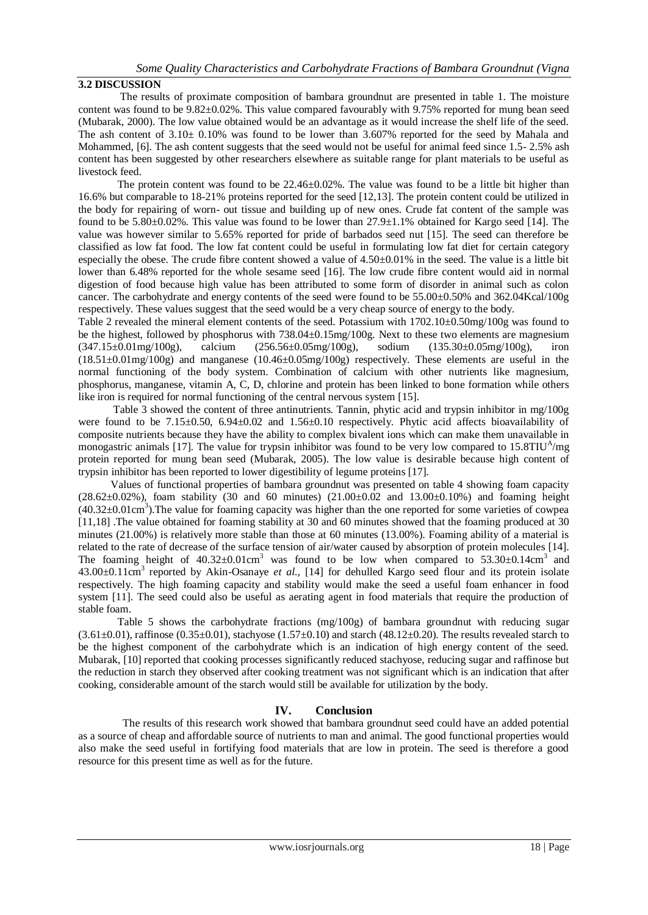### 3.2 DISCUSSION

The results of proximate composition of bambara groundnut are presented in table 1. The moisture content was found to be 9.82±0.02%. This value compared favourably with 9.75% reported for mung bean seed (Mubarak, 2000). The low value obtained would be an advantage as it would increase the shelf life of the seed. The ash content of 3.10± 0.10% was found to be lower than 3.607% reported for the seed by Mahala and Mohammed, [6]. The ash content suggests that the seed would not be useful for animal feed since 1.5- 2.5% ash content has been suggested by other researchers elsewhere as suitable range for plant materials to be useful as livestock feed.

The protein content was found to be 22.46±0.02%. The value was found to be a little bit higher than 16.6% but comparable to 18-21% proteins reported for the seed [12,13]. The protein content could be utilized in the body for repairing of worn- out tissue and building up of new ones. Crude fat content of the sample was found to be 5.80±0.02%. This value was found to be lower than 27.9±1.1% obtained for Kargo seed [14]. The value was however similar to 5.65% reported for pride of barbados seed nut [15]. The seed can therefore be classified as low fat food. The low fat content could be useful in formulating low fat diet for certain category especially the obese. The crude fibre content showed a value of 4.50±0.01% in the seed. The value is a little bit lower than 6.48% reported for the whole sesame seed [16]. The low crude fibre content would aid in normal digestion of food because high value has been attributed to some form of disorder in animal such as colon cancer. The carbohydrate and energy contents of the seed were found to be 55.00±0.50% and 362.04Kcal/100g respectively. These values suggest that the seed would be a very cheap source of energy to the body.

Table 2 revealed the mineral element contents of the seed. Potassium with 1702.10±0.50mg/100g was found to be the highest, followed by phosphorus with 738.04±0.15mg/100g. Next to these two elements are magnesium (347.15±0.01mg/100g), calcium (256.56±0.05mg/100g), sodium (135.30±0.05mg/100g), iron (18.51±0.01mg/100g) and manganese (10.46±0.05mg/100g) respectively. These elements are useful in the normal functioning of the body system. Combination of calcium with other nutrients like magnesium, phosphorus, manganese, vitamin A, C, D, chlorine and protein has been linked to bone formation while others like iron is required for normal functioning of the central nervous system [15].

Table 3 showed the content of three antinutrients. Tannin, phytic acid and trypsin inhibitor in mg/100g were found to be 7.15±0.50, 6.94±0.02 and 1.56±0.10 respectively. Phytic acid affects bioavailability of composite nutrients because they have the ability to complex bivalent ions which can make them unavailable in monogastric animals [17]. The value for trypsin inhibitor was found to be very low compared to 15.8TIU[A]/mg protein reported for mung bean seed (Mubarak, 2005). The low value is desirable because high content of trypsin inhibitor has been reported to lower digestibility of legume proteins [17].

Values of functional properties of bambara groundnut was presented on table 4 showing foam capacity (28.62±0.02%), foam stability (30 and 60 minutes) (21.00±0.02 and 13.00±0.10%) and foaming height (40.32±0.01cm$^3$).The value for foaming capacity was higher than the one reported for some varieties of cowpea [11,18] .The value obtained for foaming stability at 30 and 60 minutes showed that the foaming produced at 30 minutes (21.00%) is relatively more stable than those at 60 minutes (13.00%). Foaming ability of a material is related to the rate of decrease of the surface tension of air/water caused by absorption of protein molecules [14]. The foaming height of 40.32±0.01cm$^3$ was found to be low when compared to 53.30±0.14cm$^3$ and 43.00±0.11cm$^3$ reported by Akin-Osanaye *et al.*, [14] for dehulled Kargo seed flour and its protein isolate respectively. The high foaming capacity and stability would make the seed a useful foam enhancer in food system [11]. The seed could also be useful as aerating agent in food materials that require the production of stable foam.

Table 5 shows the carbohydrate fractions (mg/100g) of bambara groundnut with reducing sugar (3.61±0.01), raffinose (0.35±0.01), stachyose (1.57±0.10) and starch (48.12±0.20). The results revealed starch to be the highest component of the carbohydrate which is an indication of high energy content of the seed. Mubarak, [10] reported that cooking processes significantly reduced stachyose, reducing sugar and raffinose but the reduction in starch they observed after cooking treatment was not significant which is an indication that after cooking, considerable amount of the starch would still be available for utilization by the body.

## IV. Conclusion

The results of this research work showed that bambara groundnut seed could have an added potential as a source of cheap and affordable source of nutrients to man and animal. The good functional properties would also make the seed useful in fortifying food materials that are low in protein. The seed is therefore a good resource for this present time as well as for the future.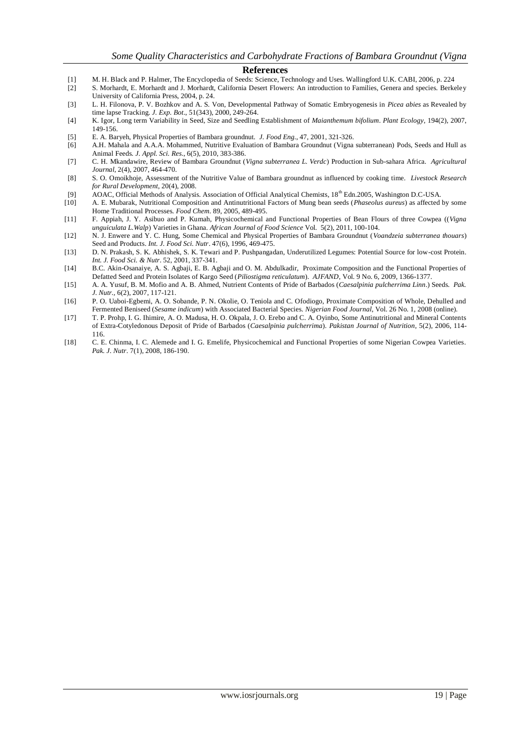## References

[1] M. H. Black and P. Halmer, The Encyclopedia of Seeds: Science, Technology and Uses. Wallingford U.K. CABI, 2006, p. 224

[2] S. Morhardt, E. Morhardt and J. Morhardt, California Desert Flowers: An introduction to Families, Genera and species. Berkeley University of California Press, 2004, p. 24.

[3] L. H. Filonova, P. V. Bozhkov and A. S. Von, Developmental Pathway of Somatic Embryogenesis in *Picea abies* as Revealed by time lapse Tracking. *J. Exp. Bot*., 51(343), 2000, 249-264.

[4] K. Igor, Long term Variability in Seed, Size and Seedling Establishment of *Maianthemum bifolium*. *Plant Ecology*, 194(2), 2007, 149-156.

[5] E. A. Baryeh, Physical Properties of Bambara groundnut. *J. Food Eng*., 47, 2001, 321-326.

[6] A.H. Mahala and A.A.A. Mohammed, Nutritive Evaluation of Bambara Groundnut (Vigna subterranean) Pods, Seeds and Hull as Animal Feeds. *J. Appl. Sci. Res*., 6(5), 2010, 383-386.

[7] C. H. Mkandawire, Review of Bambara Groundnut (*Vigna subterranea L. Verdc*) Production in Sub-sahara Africa. *Agricultural Journal*, 2(4), 2007, 464-470.

[8] S. O. Omoikhoje, Assessment of the Nutritive Value of Bambara groundnut as influenced by cooking time. *Livestock Research for Rural Development*, 20(4), 2008.

[9] AOAC, Official Methods of Analysis. Association of Official Analytical Chemists, 18th Edn.2005, Washington D.C-USA.

[10] A. E. Mubarak, Nutritional Composition and Antinutritional Factors of Mung bean seeds (*Phaseolus aureus*) as affected by some Home Traditional Processes. *Food Chem*. 89, 2005, 489-495.

[11] F. Appiah, J. Y. Asibuo and P. Kumah, Physicochemical and Functional Properties of Bean Flours of three Cowpea ((*Vigna unguiculata L.Walp*) Varieties in Ghana. *African Journal of Food Science* Vol. 5(2), 2011, 100-104.

[12] N. J. Enwere and Y. C. Hung, Some Chemical and Physical Properties of Bambara Groundnut (*Voandzeia subterranea thouars*) Seed and Products. *Int. J. Food Sci. Nutr*. 47(6), 1996, 469-475.

[13] D. N. Prakash, S. K. Abhishek, S. K. Tewari and P. Pushpangadan, Underutilized Legumes: Potential Source for low-cost Protein. *Int. J. Food Sci. & Nutr*. 52, 2001, 337-341.

[14] B.C. Akin-Osanaiye, A. S. Agbaji, E. B. Agbaji and O. M. Abdulkadir, Proximate Composition and the Functional Properties of Defatted Seed and Protein Isolates of Kargo Seed (*Piliostigma reticulatum*). *AJFAND*, Vol. 9 No. 6, 2009, 1366-1377.

[15] A. A. Yusuf, B. M. Mofio and A. B. Ahmed, Nutrient Contents of Pride of Barbados (*Caesalpinia pulcherrima Linn*.) Seeds. *Pak. J. Nutr*., 6(2), 2007, 117-121.

[16] P. O. Uaboi-Egbemi, A. O. Sobande, P. N. Okolie, O. Teniola and C. Ofodiogo, Proximate Composition of Whole, Dehulled and Fermented Beniseed (*Sesame indicum*) with Associated Bacterial Species. *Nigerian Food Journal*, Vol. 26 No. 1, 2008 (online).

[17] T. P. Prohp, I. G. Ihimire, A. O. Madusa, H. O. Okpala, J. O. Erebo and C. A. Oyinbo, Some Antinutritional and Mineral Contents of Extra-Cotyledonous Deposit of Pride of Barbados (*Caesalpinia pulcherrima*). *Pakistan Journal of Nutrition*, 5(2), 2006, 114-116.

[18] C. E. Chinma, I. C. Alemede and I. G. Emelife, Physicochemical and Functional Properties of some Nigerian Cowpea Varieties. *Pak. J. Nutr*. 7(1), 2008, 186-190.